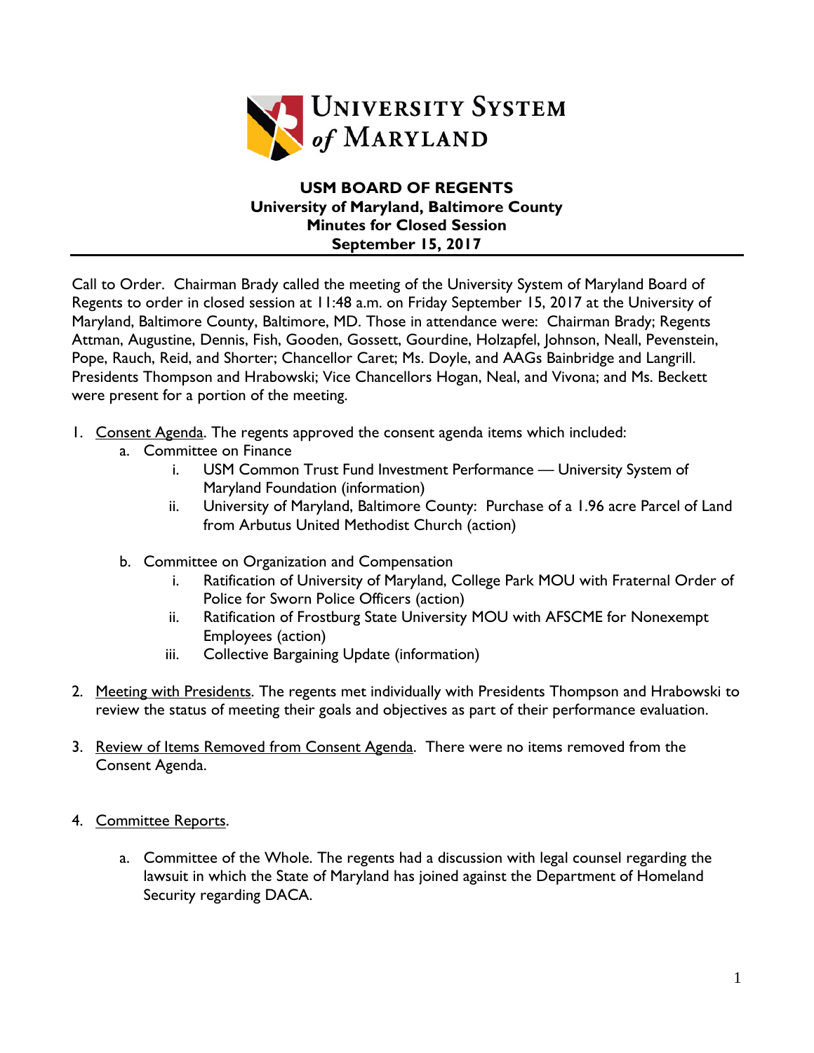**University System of Maryland**

**USM BOARD OF REGENTS**
**University of Maryland, Baltimore County**
**Minutes for Closed Session**
**September 15, 2017**

Call to Order. Chairman Brady called the meeting of the University System of Maryland Board of Regents to order in closed session at 11:48 a.m. on Friday September 15, 2017 at the University of Maryland, Baltimore County, Baltimore, MD. Those in attendance were: Chairman Brady; Regents Attman, Augustine, Dennis, Fish, Gooden, Gossett, Gourdine, Holzapfel, Johnson, Neall, Pevenstein, Pope, Rauch, Reid, and Shorter; Chancellor Caret; Ms. Doyle, and AAGs Bainbridge and Langrill. Presidents Thompson and Hrabowski; Vice Chancellors Hogan, Neal, and Vivona; and Ms. Beckett were present for a portion of the meeting.

1. Consent Agenda. The regents approved the consent agenda items which included:
   a. Committee on Finance
      i. USM Common Trust Fund Investment Performance — University System of Maryland Foundation (information)
      ii. University of Maryland, Baltimore County: Purchase of a 1.96 acre Parcel of Land from Arbutus United Methodist Church (action)

   b. Committee on Organization and Compensation
      i. Ratification of University of Maryland, College Park MOU with Fraternal Order of Police for Sworn Police Officers (action)
      ii. Ratification of Frostburg State University MOU with AFSCME for Nonexempt Employees (action)
      iii. Collective Bargaining Update (information)

2. Meeting with Presidents. The regents met individually with Presidents Thompson and Hrabowski to review the status of meeting their goals and objectives as part of their performance evaluation.

3. Review of Items Removed from Consent Agenda. There were no items removed from the Consent Agenda.

4. Committee Reports.

   a. Committee of the Whole. The regents had a discussion with legal counsel regarding the lawsuit in which the State of Maryland has joined against the Department of Homeland Security regarding DACA.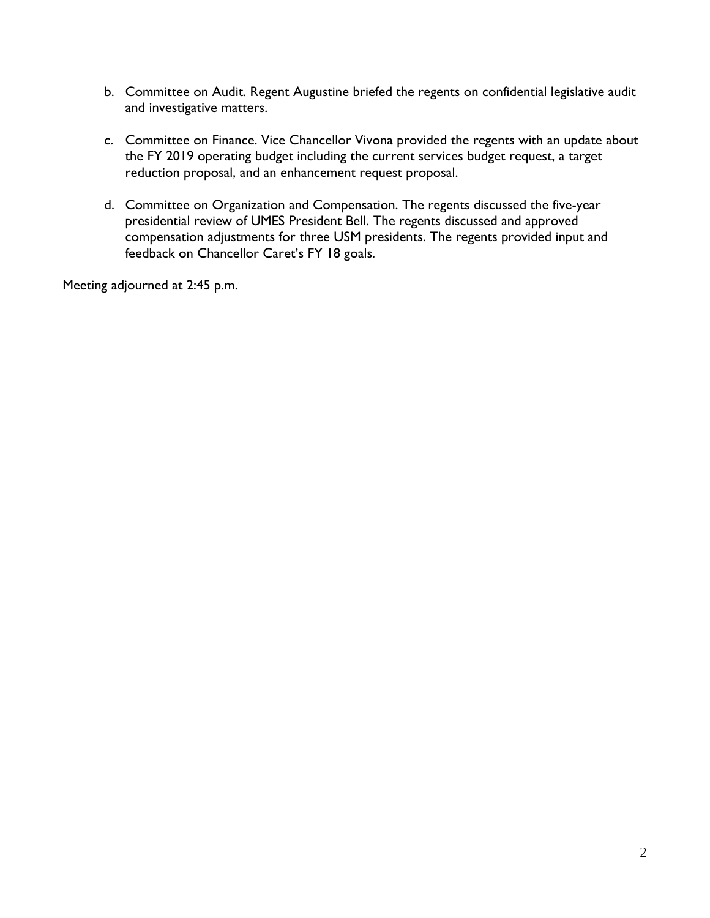b. Committee on Audit. Regent Augustine briefed the regents on confidential legislative audit and investigative matters.

c. Committee on Finance. Vice Chancellor Vivona provided the regents with an update about the FY 2019 operating budget including the current services budget request, a target reduction proposal, and an enhancement request proposal.

d. Committee on Organization and Compensation. The regents discussed the five-year presidential review of UMES President Bell. The regents discussed and approved compensation adjustments for three USM presidents. The regents provided input and feedback on Chancellor Caret's FY 18 goals.

Meeting adjourned at 2:45 p.m.